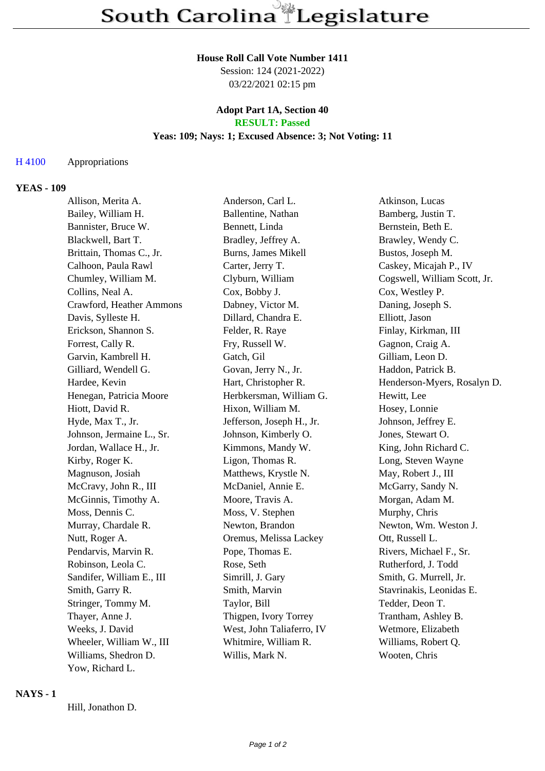# South Carolina Legislature

**House Roll Call Vote Number 1411**
Session: 124 (2021-2022)
03/22/2021 02:15 pm

**Adopt Part 1A, Section 40**
**RESULT: Passed**
**Yeas: 109; Nays: 1; Excused Absence: 3; Not Voting: 11**

H 4100 Appropriations

## YEAS - 109

| | | |
|---|---|---|
| Allison, Merita A. | Anderson, Carl L. | Atkinson, Lucas |
| Bailey, William H. | Ballentine, Nathan | Bamberg, Justin T. |
| Bannister, Bruce W. | Bennett, Linda | Bernstein, Beth E. |
| Blackwell, Bart T. | Bradley, Jeffrey A. | Brawley, Wendy C. |
| Brittain, Thomas C., Jr. | Burns, James Mikell | Bustos, Joseph M. |
| Calhoon, Paula Rawl | Carter, Jerry T. | Caskey, Micajah P., IV |
| Chumley, William M. | Clyburn, William | Cogswell, William Scott, Jr. |
| Collins, Neal A. | Cox, Bobby J. | Cox, Westley P. |
| Crawford, Heather Ammons | Dabney, Victor M. | Daning, Joseph S. |
| Davis, Sylleste H. | Dillard, Chandra E. | Elliott, Jason |
| Erickson, Shannon S. | Felder, R. Raye | Finlay, Kirkman, III |
| Forrest, Cally R. | Fry, Russell W. | Gagnon, Craig A. |
| Garvin, Kambrell H. | Gatch, Gil | Gilliam, Leon D. |
| Gilliard, Wendell G. | Govan, Jerry N., Jr. | Haddon, Patrick B. |
| Hardee, Kevin | Hart, Christopher R. | Henderson-Myers, Rosalyn D. |
| Henegan, Patricia Moore | Herbkersman, William G. | Hewitt, Lee |
| Hiott, David R. | Hixon, William M. | Hosey, Lonnie |
| Hyde, Max T., Jr. | Jefferson, Joseph H., Jr. | Johnson, Jeffrey E. |
| Johnson, Jermaine L., Sr. | Johnson, Kimberly O. | Jones, Stewart O. |
| Jordan, Wallace H., Jr. | Kimmons, Mandy W. | King, John Richard C. |
| Kirby, Roger K. | Ligon, Thomas R. | Long, Steven Wayne |
| Magnuson, Josiah | Matthews, Krystle N. | May, Robert J., III |
| McCravy, John R., III | McDaniel, Annie E. | McGarry, Sandy N. |
| McGinnis, Timothy A. | Moore, Travis A. | Morgan, Adam M. |
| Moss, Dennis C. | Moss, V. Stephen | Murphy, Chris |
| Murray, Chardale R. | Newton, Brandon | Newton, Wm. Weston J. |
| Nutt, Roger A. | Oremus, Melissa Lackey | Ott, Russell L. |
| Pendarvis, Marvin R. | Pope, Thomas E. | Rivers, Michael F., Sr. |
| Robinson, Leola C. | Rose, Seth | Rutherford, J. Todd |
| Sandifer, William E., III | Simrill, J. Gary | Smith, G. Murrell, Jr. |
| Smith, Garry R. | Smith, Marvin | Stavrinakis, Leonidas E. |
| Stringer, Tommy M. | Taylor, Bill | Tedder, Deon T. |
| Thayer, Anne J. | Thigpen, Ivory Torrey | Trantham, Ashley B. |
| Weeks, J. David | West, John Taliaferro, IV | Wetmore, Elizabeth |
| Wheeler, William W., III | Whitmire, William R. | Williams, Robert Q. |
| Williams, Shedron D. | Willis, Mark N. | Wooten, Chris |
| Yow, Richard L. | | |

## NAYS - 1

Hill, Jonathon D.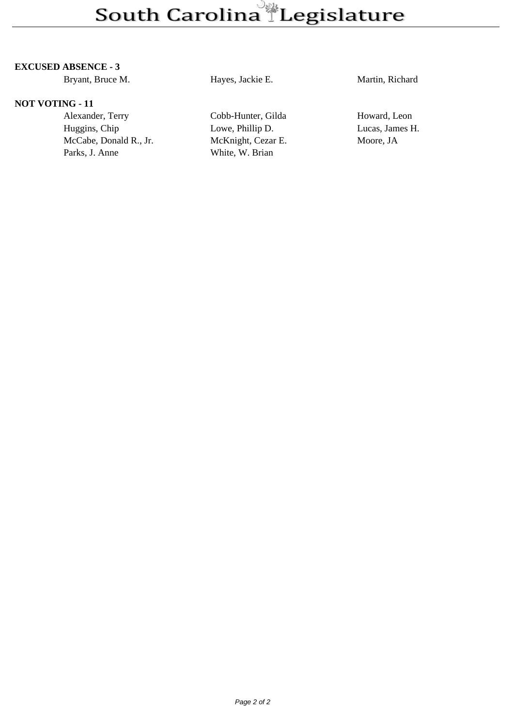**EXCUSED ABSENCE - 3**

| | | |
|---|---|---|
| Bryant, Bruce M. | Hayes, Jackie E. | Martin, Richard |

**NOT VOTING - 11**

| | | |
|---|---|---|
| Alexander, Terry | Cobb-Hunter, Gilda | Howard, Leon |
| Huggins, Chip | Lowe, Phillip D. | Lucas, James H. |
| McCabe, Donald R., Jr. | McKnight, Cezar E. | Moore, JA |
| Parks, J. Anne | White, W. Brian | |